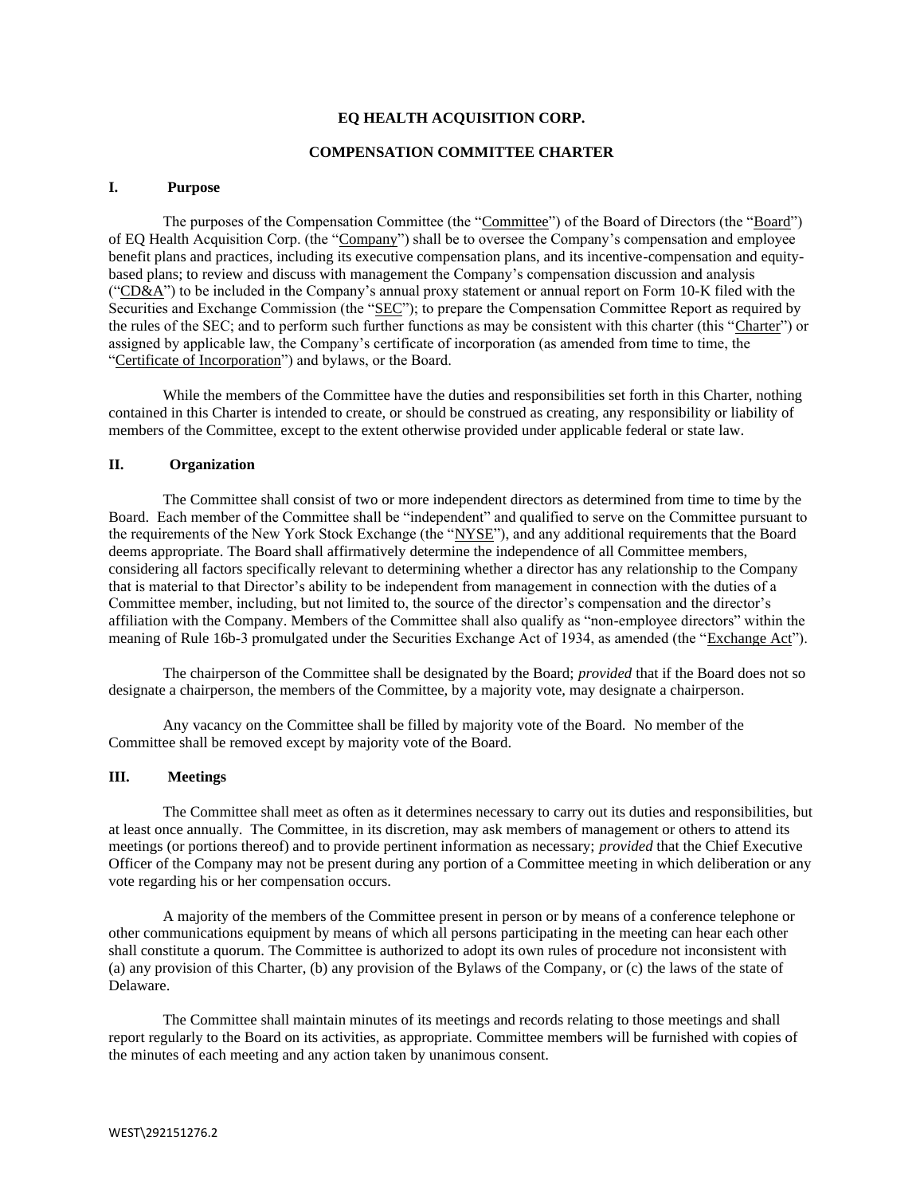# EQ HEALTH ACQUISITION CORP.

## COMPENSATION COMMITTEE CHARTER

### I. Purpose

The purposes of the Compensation Committee (the "Committee") of the Board of Directors (the "Board") of EQ Health Acquisition Corp. (the "Company") shall be to oversee the Company's compensation and employee benefit plans and practices, including its executive compensation plans, and its incentive-compensation and equity-based plans; to review and discuss with management the Company's compensation discussion and analysis ("CD&A") to be included in the Company's annual proxy statement or annual report on Form 10-K filed with the Securities and Exchange Commission (the "SEC"); to prepare the Compensation Committee Report as required by the rules of the SEC; and to perform such further functions as may be consistent with this charter (this "Charter") or assigned by applicable law, the Company's certificate of incorporation (as amended from time to time, the "Certificate of Incorporation") and bylaws, or the Board.

While the members of the Committee have the duties and responsibilities set forth in this Charter, nothing contained in this Charter is intended to create, or should be construed as creating, any responsibility or liability of members of the Committee, except to the extent otherwise provided under applicable federal or state law.

### II. Organization

The Committee shall consist of two or more independent directors as determined from time to time by the Board. Each member of the Committee shall be "independent" and qualified to serve on the Committee pursuant to the requirements of the New York Stock Exchange (the "NYSE"), and any additional requirements that the Board deems appropriate. The Board shall affirmatively determine the independence of all Committee members, considering all factors specifically relevant to determining whether a director has any relationship to the Company that is material to that Director's ability to be independent from management in connection with the duties of a Committee member, including, but not limited to, the source of the director's compensation and the director's affiliation with the Company. Members of the Committee shall also qualify as "non-employee directors" within the meaning of Rule 16b-3 promulgated under the Securities Exchange Act of 1934, as amended (the "Exchange Act").

The chairperson of the Committee shall be designated by the Board; *provided* that if the Board does not so designate a chairperson, the members of the Committee, by a majority vote, may designate a chairperson.

Any vacancy on the Committee shall be filled by majority vote of the Board. No member of the Committee shall be removed except by majority vote of the Board.

### III. Meetings

The Committee shall meet as often as it determines necessary to carry out its duties and responsibilities, but at least once annually. The Committee, in its discretion, may ask members of management or others to attend its meetings (or portions thereof) and to provide pertinent information as necessary; *provided* that the Chief Executive Officer of the Company may not be present during any portion of a Committee meeting in which deliberation or any vote regarding his or her compensation occurs.

A majority of the members of the Committee present in person or by means of a conference telephone or other communications equipment by means of which all persons participating in the meeting can hear each other shall constitute a quorum. The Committee is authorized to adopt its own rules of procedure not inconsistent with (a) any provision of this Charter, (b) any provision of the Bylaws of the Company, or (c) the laws of the state of Delaware.

The Committee shall maintain minutes of its meetings and records relating to those meetings and shall report regularly to the Board on its activities, as appropriate. Committee members will be furnished with copies of the minutes of each meeting and any action taken by unanimous consent.

WEST\292151276.2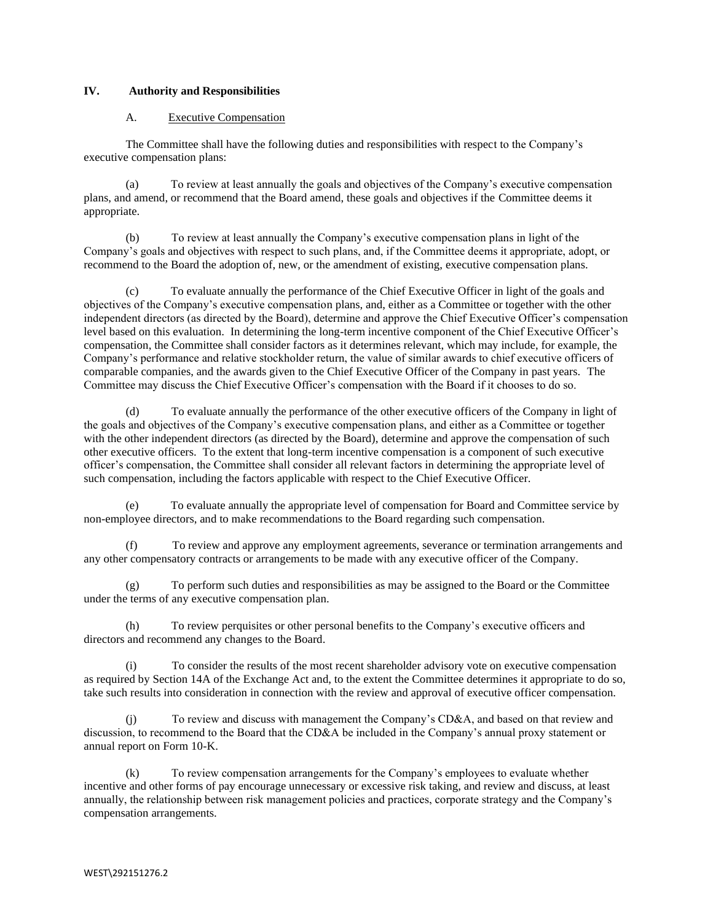## IV. Authority and Responsibilities

### A. Executive Compensation

The Committee shall have the following duties and responsibilities with respect to the Company's executive compensation plans:

(a) To review at least annually the goals and objectives of the Company's executive compensation plans, and amend, or recommend that the Board amend, these goals and objectives if the Committee deems it appropriate.

(b) To review at least annually the Company's executive compensation plans in light of the Company's goals and objectives with respect to such plans, and, if the Committee deems it appropriate, adopt, or recommend to the Board the adoption of, new, or the amendment of existing, executive compensation plans.

(c) To evaluate annually the performance of the Chief Executive Officer in light of the goals and objectives of the Company's executive compensation plans, and, either as a Committee or together with the other independent directors (as directed by the Board), determine and approve the Chief Executive Officer's compensation level based on this evaluation. In determining the long-term incentive component of the Chief Executive Officer's compensation, the Committee shall consider factors as it determines relevant, which may include, for example, the Company's performance and relative stockholder return, the value of similar awards to chief executive officers of comparable companies, and the awards given to the Chief Executive Officer of the Company in past years. The Committee may discuss the Chief Executive Officer's compensation with the Board if it chooses to do so.

(d) To evaluate annually the performance of the other executive officers of the Company in light of the goals and objectives of the Company's executive compensation plans, and either as a Committee or together with the other independent directors (as directed by the Board), determine and approve the compensation of such other executive officers. To the extent that long-term incentive compensation is a component of such executive officer's compensation, the Committee shall consider all relevant factors in determining the appropriate level of such compensation, including the factors applicable with respect to the Chief Executive Officer.

(e) To evaluate annually the appropriate level of compensation for Board and Committee service by non-employee directors, and to make recommendations to the Board regarding such compensation.

(f) To review and approve any employment agreements, severance or termination arrangements and any other compensatory contracts or arrangements to be made with any executive officer of the Company.

(g) To perform such duties and responsibilities as may be assigned to the Board or the Committee under the terms of any executive compensation plan.

(h) To review perquisites or other personal benefits to the Company's executive officers and directors and recommend any changes to the Board.

(i) To consider the results of the most recent shareholder advisory vote on executive compensation as required by Section 14A of the Exchange Act and, to the extent the Committee determines it appropriate to do so, take such results into consideration in connection with the review and approval of executive officer compensation.

(j) To review and discuss with management the Company's CD&A, and based on that review and discussion, to recommend to the Board that the CD&A be included in the Company's annual proxy statement or annual report on Form 10-K.

(k) To review compensation arrangements for the Company's employees to evaluate whether incentive and other forms of pay encourage unnecessary or excessive risk taking, and review and discuss, at least annually, the relationship between risk management policies and practices, corporate strategy and the Company's compensation arrangements.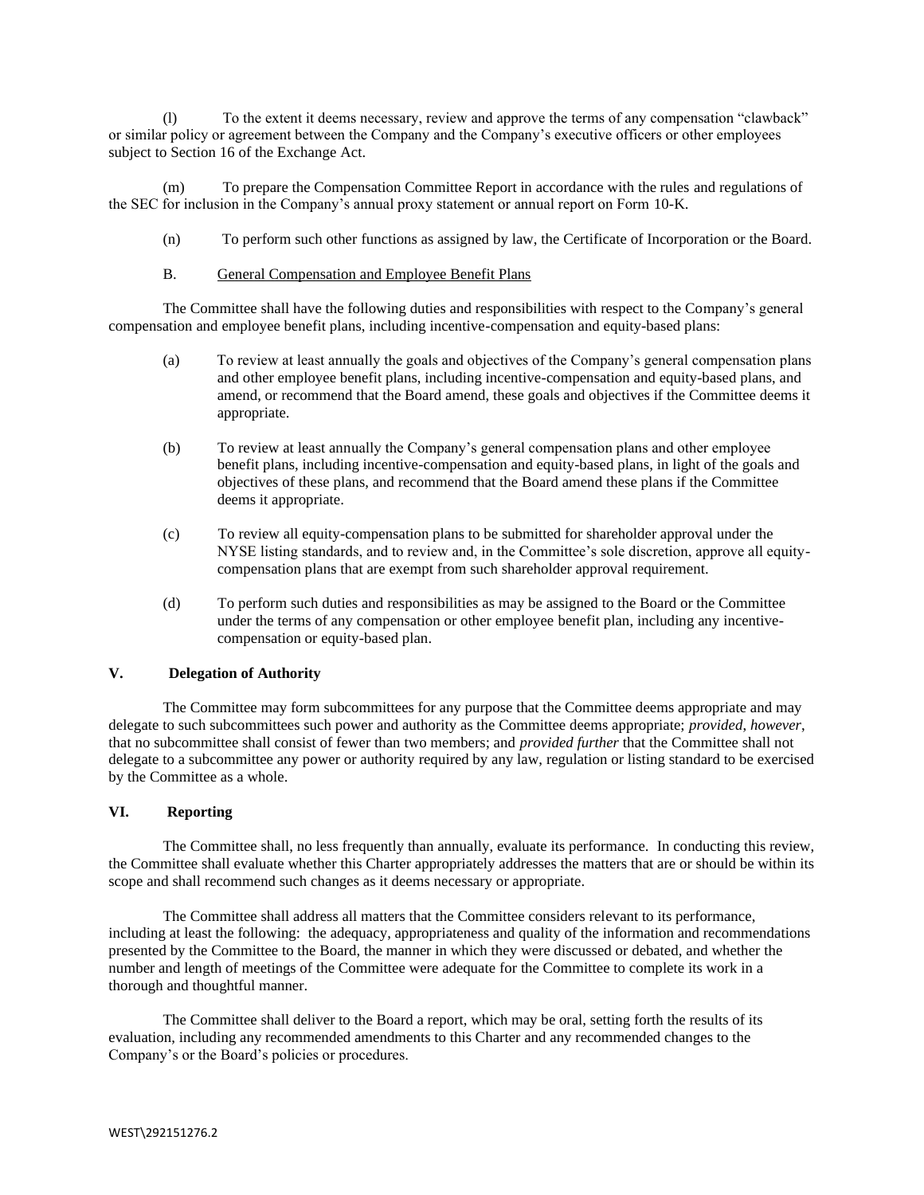(l) To the extent it deems necessary, review and approve the terms of any compensation "clawback" or similar policy or agreement between the Company and the Company's executive officers or other employees subject to Section 16 of the Exchange Act.

(m) To prepare the Compensation Committee Report in accordance with the rules and regulations of the SEC for inclusion in the Company's annual proxy statement or annual report on Form 10-K.

(n) To perform such other functions as assigned by law, the Certificate of Incorporation or the Board.

B. General Compensation and Employee Benefit Plans

The Committee shall have the following duties and responsibilities with respect to the Company's general compensation and employee benefit plans, including incentive-compensation and equity-based plans:

(a) To review at least annually the goals and objectives of the Company's general compensation plans and other employee benefit plans, including incentive-compensation and equity-based plans, and amend, or recommend that the Board amend, these goals and objectives if the Committee deems it appropriate.

(b) To review at least annually the Company's general compensation plans and other employee benefit plans, including incentive-compensation and equity-based plans, in light of the goals and objectives of these plans, and recommend that the Board amend these plans if the Committee deems it appropriate.

(c) To review all equity-compensation plans to be submitted for shareholder approval under the NYSE listing standards, and to review and, in the Committee's sole discretion, approve all equity-compensation plans that are exempt from such shareholder approval requirement.

(d) To perform such duties and responsibilities as may be assigned to the Board or the Committee under the terms of any compensation or other employee benefit plan, including any incentive-compensation or equity-based plan.

## V. Delegation of Authority

The Committee may form subcommittees for any purpose that the Committee deems appropriate and may delegate to such subcommittees such power and authority as the Committee deems appropriate; *provided*, *however*, that no subcommittee shall consist of fewer than two members; and *provided further* that the Committee shall not delegate to a subcommittee any power or authority required by any law, regulation or listing standard to be exercised by the Committee as a whole.

## VI. Reporting

The Committee shall, no less frequently than annually, evaluate its performance. In conducting this review, the Committee shall evaluate whether this Charter appropriately addresses the matters that are or should be within its scope and shall recommend such changes as it deems necessary or appropriate.

The Committee shall address all matters that the Committee considers relevant to its performance, including at least the following: the adequacy, appropriateness and quality of the information and recommendations presented by the Committee to the Board, the manner in which they were discussed or debated, and whether the number and length of meetings of the Committee were adequate for the Committee to complete its work in a thorough and thoughtful manner.

The Committee shall deliver to the Board a report, which may be oral, setting forth the results of its evaluation, including any recommended amendments to this Charter and any recommended changes to the Company's or the Board's policies or procedures.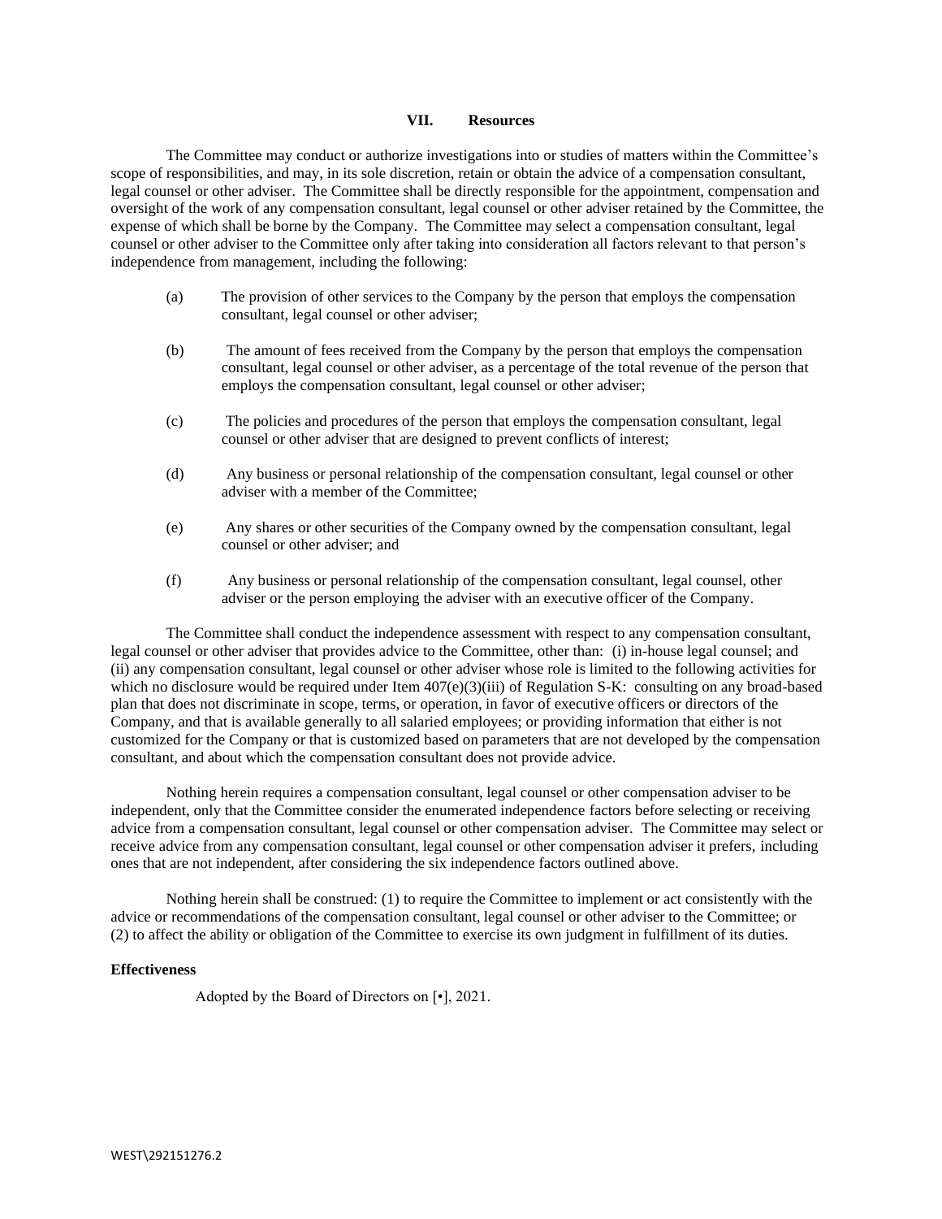## VII. Resources

The Committee may conduct or authorize investigations into or studies of matters within the Committee's scope of responsibilities, and may, in its sole discretion, retain or obtain the advice of a compensation consultant, legal counsel or other adviser. The Committee shall be directly responsible for the appointment, compensation and oversight of the work of any compensation consultant, legal counsel or other adviser retained by the Committee, the expense of which shall be borne by the Company. The Committee may select a compensation consultant, legal counsel or other adviser to the Committee only after taking into consideration all factors relevant to that person's independence from management, including the following:

(a) The provision of other services to the Company by the person that employs the compensation consultant, legal counsel or other adviser;

(b) The amount of fees received from the Company by the person that employs the compensation consultant, legal counsel or other adviser, as a percentage of the total revenue of the person that employs the compensation consultant, legal counsel or other adviser;

(c) The policies and procedures of the person that employs the compensation consultant, legal counsel or other adviser that are designed to prevent conflicts of interest;

(d) Any business or personal relationship of the compensation consultant, legal counsel or other adviser with a member of the Committee;

(e) Any shares or other securities of the Company owned by the compensation consultant, legal counsel or other adviser; and

(f) Any business or personal relationship of the compensation consultant, legal counsel, other adviser or the person employing the adviser with an executive officer of the Company.

The Committee shall conduct the independence assessment with respect to any compensation consultant, legal counsel or other adviser that provides advice to the Committee, other than: (i) in-house legal counsel; and (ii) any compensation consultant, legal counsel or other adviser whose role is limited to the following activities for which no disclosure would be required under Item 407(e)(3)(iii) of Regulation S-K: consulting on any broad-based plan that does not discriminate in scope, terms, or operation, in favor of executive officers or directors of the Company, and that is available generally to all salaried employees; or providing information that either is not customized for the Company or that is customized based on parameters that are not developed by the compensation consultant, and about which the compensation consultant does not provide advice.

Nothing herein requires a compensation consultant, legal counsel or other compensation adviser to be independent, only that the Committee consider the enumerated independence factors before selecting or receiving advice from a compensation consultant, legal counsel or other compensation adviser. The Committee may select or receive advice from any compensation consultant, legal counsel or other compensation adviser it prefers, including ones that are not independent, after considering the six independence factors outlined above.

Nothing herein shall be construed: (1) to require the Committee to implement or act consistently with the advice or recommendations of the compensation consultant, legal counsel or other adviser to the Committee; or (2) to affect the ability or obligation of the Committee to exercise its own judgment in fulfillment of its duties.

**Effectiveness**

Adopted by the Board of Directors on [•], 2021.

WEST\292151276.2